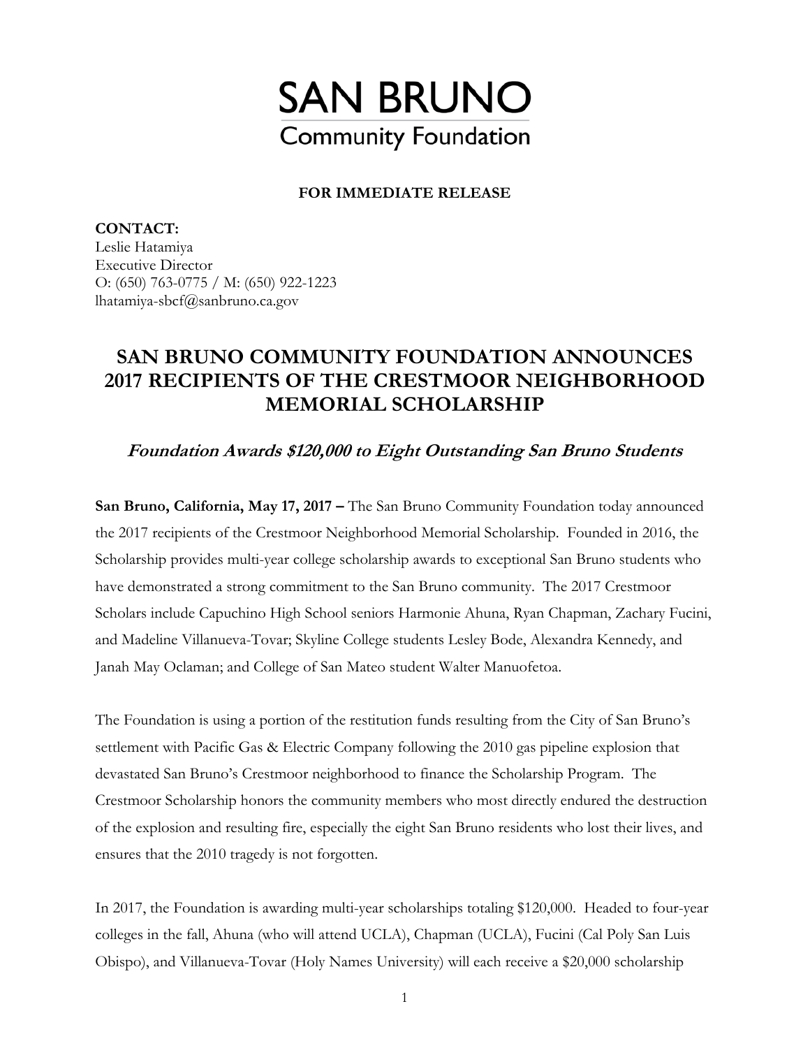# SAN BRUNO
## Community Foundation

**FOR IMMEDIATE RELEASE**

**CONTACT:**
Leslie Hatamiya
Executive Director
O: (650) 763-0775 / M: (650) 922-1223
lhatamiya-sbcf@sanbruno.ca.gov

## SAN BRUNO COMMUNITY FOUNDATION ANNOUNCES 2017 RECIPIENTS OF THE CRESTMOOR NEIGHBORHOOD MEMORIAL SCHOLARSHIP

### *Foundation Awards $120,000 to Eight Outstanding San Bruno Students*

**San Bruno, California, May 17, 2017 –** The San Bruno Community Foundation today announced the 2017 recipients of the Crestmoor Neighborhood Memorial Scholarship. Founded in 2016, the Scholarship provides multi-year college scholarship awards to exceptional San Bruno students who have demonstrated a strong commitment to the San Bruno community. The 2017 Crestmoor Scholars include Capuchino High School seniors Harmonie Ahuna, Ryan Chapman, Zachary Fucini, and Madeline Villanueva-Tovar; Skyline College students Lesley Bode, Alexandra Kennedy, and Janah May Oclaman; and College of San Mateo student Walter Manuofetoa.

The Foundation is using a portion of the restitution funds resulting from the City of San Bruno's settlement with Pacific Gas & Electric Company following the 2010 gas pipeline explosion that devastated San Bruno's Crestmoor neighborhood to finance the Scholarship Program. The Crestmoor Scholarship honors the community members who most directly endured the destruction of the explosion and resulting fire, especially the eight San Bruno residents who lost their lives, and ensures that the 2010 tragedy is not forgotten.

In 2017, the Foundation is awarding multi-year scholarships totaling $120,000. Headed to four-year colleges in the fall, Ahuna (who will attend UCLA), Chapman (UCLA), Fucini (Cal Poly San Luis Obispo), and Villanueva-Tovar (Holy Names University) will each receive a $20,000 scholarship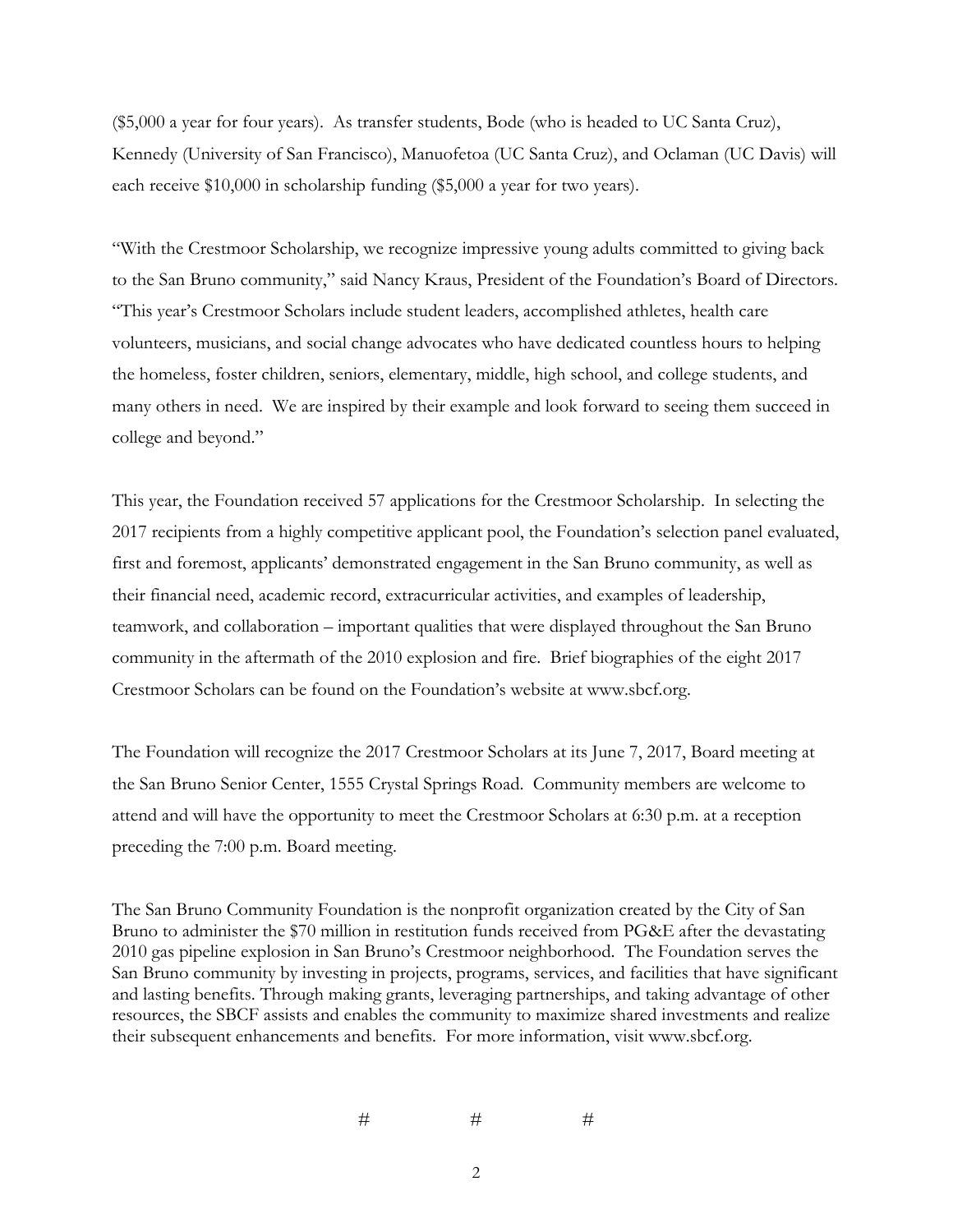($5,000 a year for four years). As transfer students, Bode (who is headed to UC Santa Cruz), Kennedy (University of San Francisco), Manuofetoa (UC Santa Cruz), and Oclaman (UC Davis) will each receive $10,000 in scholarship funding ($5,000 a year for two years).

"With the Crestmoor Scholarship, we recognize impressive young adults committed to giving back to the San Bruno community," said Nancy Kraus, President of the Foundation's Board of Directors. "This year's Crestmoor Scholars include student leaders, accomplished athletes, health care volunteers, musicians, and social change advocates who have dedicated countless hours to helping the homeless, foster children, seniors, elementary, middle, high school, and college students, and many others in need. We are inspired by their example and look forward to seeing them succeed in college and beyond."

This year, the Foundation received 57 applications for the Crestmoor Scholarship. In selecting the 2017 recipients from a highly competitive applicant pool, the Foundation's selection panel evaluated, first and foremost, applicants' demonstrated engagement in the San Bruno community, as well as their financial need, academic record, extracurricular activities, and examples of leadership, teamwork, and collaboration – important qualities that were displayed throughout the San Bruno community in the aftermath of the 2010 explosion and fire. Brief biographies of the eight 2017 Crestmoor Scholars can be found on the Foundation's website at www.sbcf.org.

The Foundation will recognize the 2017 Crestmoor Scholars at its June 7, 2017, Board meeting at the San Bruno Senior Center, 1555 Crystal Springs Road. Community members are welcome to attend and will have the opportunity to meet the Crestmoor Scholars at 6:30 p.m. at a reception preceding the 7:00 p.m. Board meeting.

The San Bruno Community Foundation is the nonprofit organization created by the City of San Bruno to administer the $70 million in restitution funds received from PG&E after the devastating 2010 gas pipeline explosion in San Bruno's Crestmoor neighborhood. The Foundation serves the San Bruno community by investing in projects, programs, services, and facilities that have significant and lasting benefits. Through making grants, leveraging partnerships, and taking advantage of other resources, the SBCF assists and enables the community to maximize shared investments and realize their subsequent enhancements and benefits. For more information, visit www.sbcf.org.

#            #            #